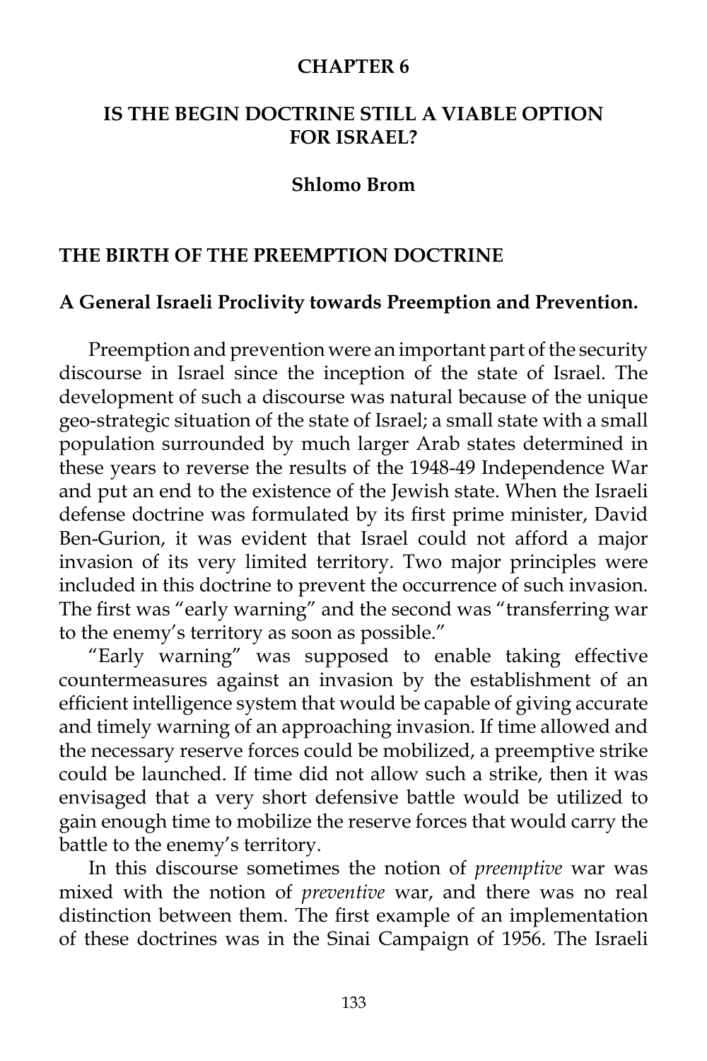# CHAPTER 6

# IS THE BEGIN DOCTRINE STILL A VIABLE OPTION FOR ISRAEL?

**Shlomo Brom**

## THE BIRTH OF THE PREEMPTION DOCTRINE

### A General Israeli Proclivity towards Preemption and Prevention.

Preemption and prevention were an important part of the security discourse in Israel since the inception of the state of Israel. The development of such a discourse was natural because of the unique geo-strategic situation of the state of Israel; a small state with a small population surrounded by much larger Arab states determined in these years to reverse the results of the 1948-49 Independence War and put an end to the existence of the Jewish state. When the Israeli defense doctrine was formulated by its first prime minister, David Ben-Gurion, it was evident that Israel could not afford a major invasion of its very limited territory. Two major principles were included in this doctrine to prevent the occurrence of such invasion. The first was "early warning" and the second was "transferring war to the enemy's territory as soon as possible."

"Early warning" was supposed to enable taking effective countermeasures against an invasion by the establishment of an efficient intelligence system that would be capable of giving accurate and timely warning of an approaching invasion. If time allowed and the necessary reserve forces could be mobilized, a preemptive strike could be launched. If time did not allow such a strike, then it was envisaged that a very short defensive battle would be utilized to gain enough time to mobilize the reserve forces that would carry the battle to the enemy's territory.

In this discourse sometimes the notion of *preemptive* war was mixed with the notion of *preventive* war, and there was no real distinction between them. The first example of an implementation of these doctrines was in the Sinai Campaign of 1956. The Israeli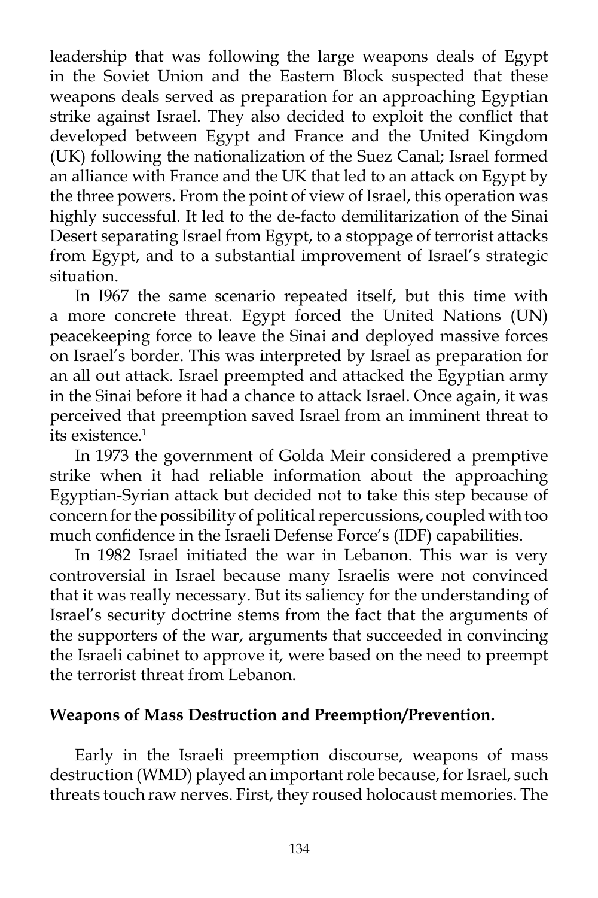leadership that was following the large weapons deals of Egypt in the Soviet Union and the Eastern Block suspected that these weapons deals served as preparation for an approaching Egyptian strike against Israel. They also decided to exploit the conflict that developed between Egypt and France and the United Kingdom (UK) following the nationalization of the Suez Canal; Israel formed an alliance with France and the UK that led to an attack on Egypt by the three powers. From the point of view of Israel, this operation was highly successful. It led to the de-facto demilitarization of the Sinai Desert separating Israel from Egypt, to a stoppage of terrorist attacks from Egypt, and to a substantial improvement of Israel's strategic situation.

In I967 the same scenario repeated itself, but this time with a more concrete threat. Egypt forced the United Nations (UN) peacekeeping force to leave the Sinai and deployed massive forces on Israel's border. This was interpreted by Israel as preparation for an all out attack. Israel preempted and attacked the Egyptian army in the Sinai before it had a chance to attack Israel. Once again, it was perceived that preemption saved Israel from an imminent threat to its existence.[1]

In 1973 the government of Golda Meir considered a premptive strike when it had reliable information about the approaching Egyptian-Syrian attack but decided not to take this step because of concern for the possibility of political repercussions, coupled with too much confidence in the Israeli Defense Force's (IDF) capabilities.

In 1982 Israel initiated the war in Lebanon. This war is very controversial in Israel because many Israelis were not convinced that it was really necessary. But its saliency for the understanding of Israel's security doctrine stems from the fact that the arguments of the supporters of the war, arguments that succeeded in convincing the Israeli cabinet to approve it, were based on the need to preempt the terrorist threat from Lebanon.

**Weapons of Mass Destruction and Preemption/Prevention.**

Early in the Israeli preemption discourse, weapons of mass destruction (WMD) played an important role because, for Israel, such threats touch raw nerves. First, they roused holocaust memories. The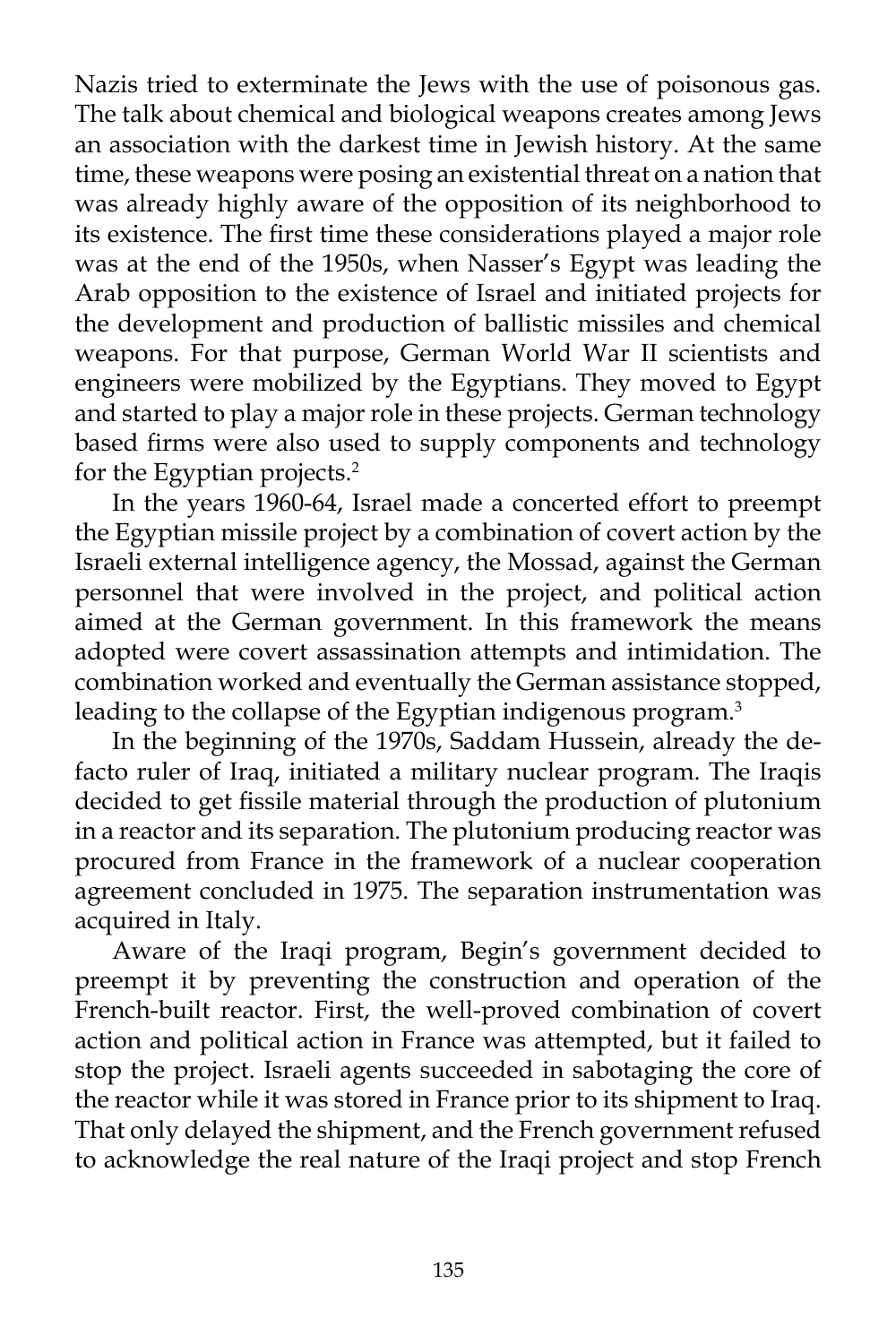Nazis tried to exterminate the Jews with the use of poisonous gas. The talk about chemical and biological weapons creates among Jews an association with the darkest time in Jewish history. At the same time, these weapons were posing an existential threat on a nation that was already highly aware of the opposition of its neighborhood to its existence. The first time these considerations played a major role was at the end of the 1950s, when Nasser's Egypt was leading the Arab opposition to the existence of Israel and initiated projects for the development and production of ballistic missiles and chemical weapons. For that purpose, German World War II scientists and engineers were mobilized by the Egyptians. They moved to Egypt and started to play a major role in these projects. German technology based firms were also used to supply components and technology for the Egyptian projects.[2]

In the years 1960-64, Israel made a concerted effort to preempt the Egyptian missile project by a combination of covert action by the Israeli external intelligence agency, the Mossad, against the German personnel that were involved in the project, and political action aimed at the German government. In this framework the means adopted were covert assassination attempts and intimidation. The combination worked and eventually the German assistance stopped, leading to the collapse of the Egyptian indigenous program.[3]

In the beginning of the 1970s, Saddam Hussein, already the de-facto ruler of Iraq, initiated a military nuclear program. The Iraqis decided to get fissile material through the production of plutonium in a reactor and its separation. The plutonium producing reactor was procured from France in the framework of a nuclear cooperation agreement concluded in 1975. The separation instrumentation was acquired in Italy.

Aware of the Iraqi program, Begin's government decided to preempt it by preventing the construction and operation of the French-built reactor. First, the well-proved combination of covert action and political action in France was attempted, but it failed to stop the project. Israeli agents succeeded in sabotaging the core of the reactor while it was stored in France prior to its shipment to Iraq. That only delayed the shipment, and the French government refused to acknowledge the real nature of the Iraqi project and stop French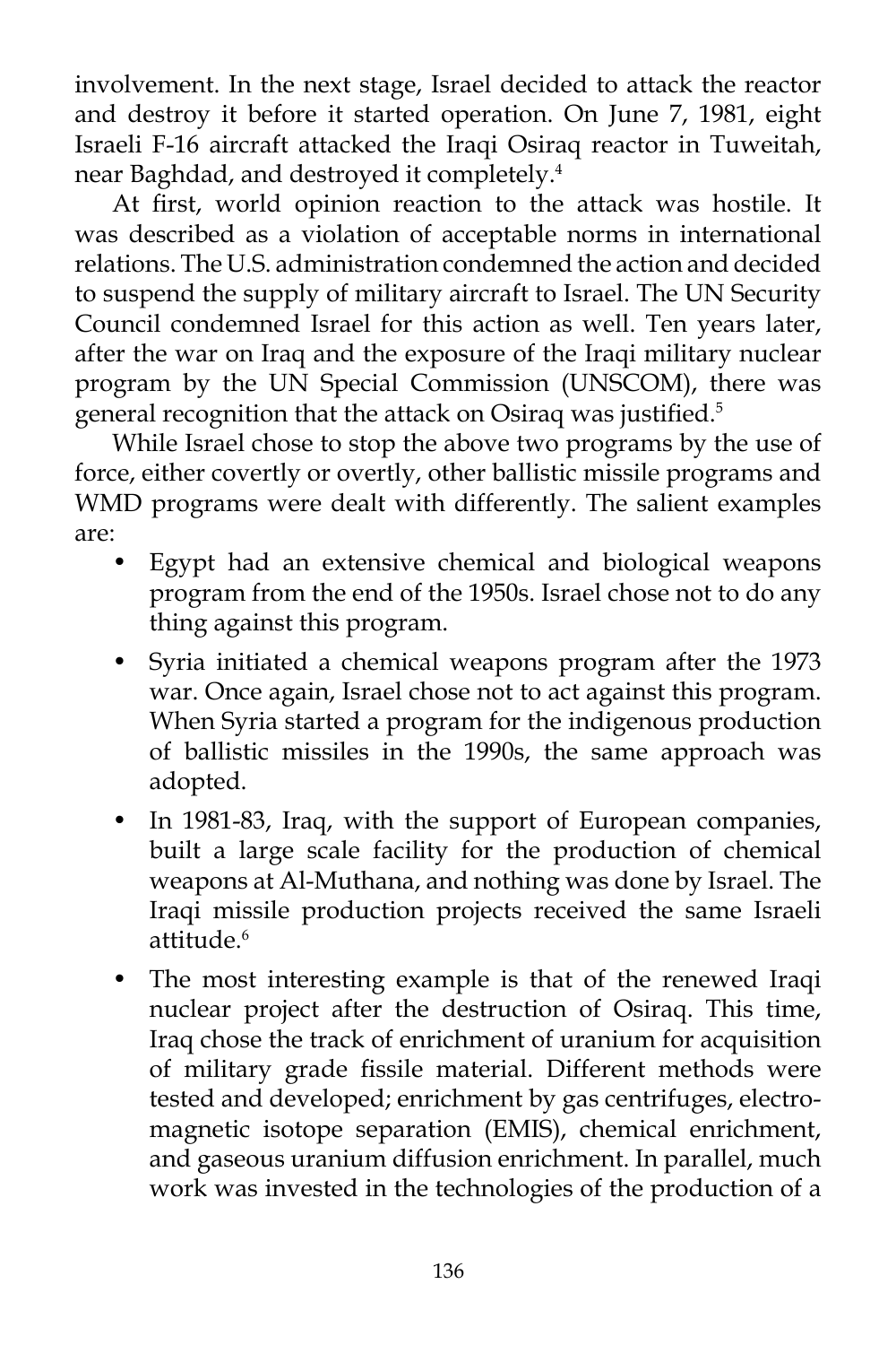involvement. In the next stage, Israel decided to attack the reactor and destroy it before it started operation. On June 7, 1981, eight Israeli F-16 aircraft attacked the Iraqi Osiraq reactor in Tuweitah, near Baghdad, and destroyed it completely.[4]

At first, world opinion reaction to the attack was hostile. It was described as a violation of acceptable norms in international relations. The U.S. administration condemned the action and decided to suspend the supply of military aircraft to Israel. The UN Security Council condemned Israel for this action as well. Ten years later, after the war on Iraq and the exposure of the Iraqi military nuclear program by the UN Special Commission (UNSCOM), there was general recognition that the attack on Osiraq was justified.[5]

While Israel chose to stop the above two programs by the use of force, either covertly or overtly, other ballistic missile programs and WMD programs were dealt with differently. The salient examples are:

- Egypt had an extensive chemical and biological weapons program from the end of the 1950s. Israel chose not to do any thing against this program.
- Syria initiated a chemical weapons program after the 1973 war. Once again, Israel chose not to act against this program. When Syria started a program for the indigenous production of ballistic missiles in the 1990s, the same approach was adopted.
- In 1981-83, Iraq, with the support of European companies, built a large scale facility for the production of chemical weapons at Al-Muthana, and nothing was done by Israel. The Iraqi missile production projects received the same Israeli attitude.[6]
- The most interesting example is that of the renewed Iraqi nuclear project after the destruction of Osiraq. This time, Iraq chose the track of enrichment of uranium for acquisition of military grade fissile material. Different methods were tested and developed; enrichment by gas centrifuges, electromagnetic isotope separation (EMIS), chemical enrichment, and gaseous uranium diffusion enrichment. In parallel, much work was invested in the technologies of the production of a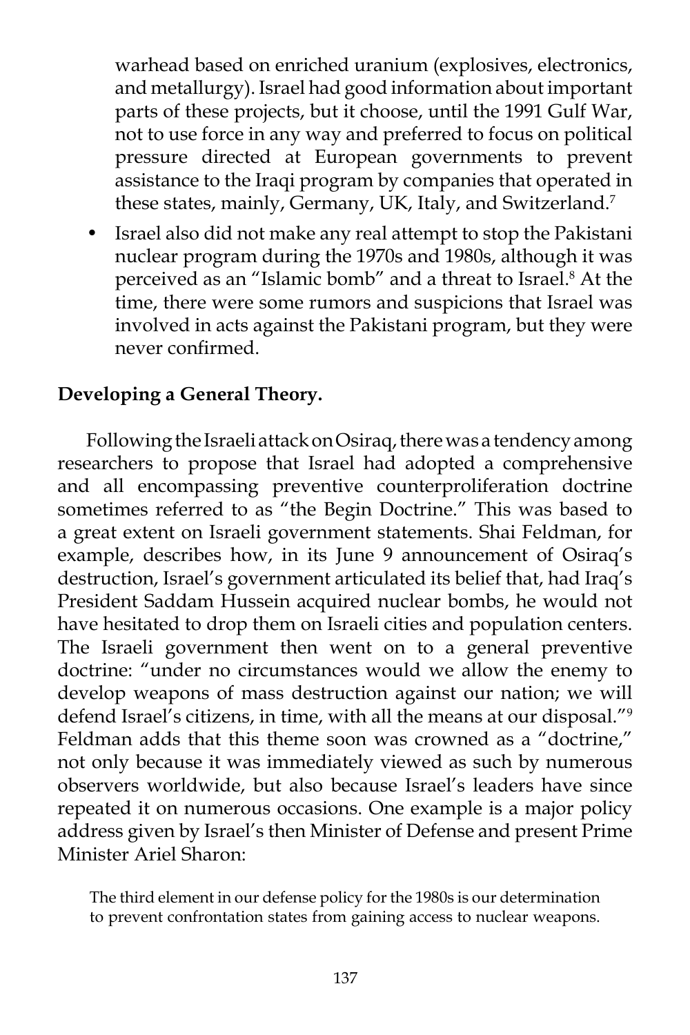warhead based on enriched uranium (explosives, electronics, and metallurgy). Israel had good information about important parts of these projects, but it choose, until the 1991 Gulf War, not to use force in any way and preferred to focus on political pressure directed at European governments to prevent assistance to the Iraqi program by companies that operated in these states, mainly, Germany, UK, Italy, and Switzerland.[7]

- Israel also did not make any real attempt to stop the Pakistani nuclear program during the 1970s and 1980s, although it was perceived as an "Islamic bomb" and a threat to Israel.[8] At the time, there were some rumors and suspicions that Israel was involved in acts against the Pakistani program, but they were never confirmed.

**Developing a General Theory.**

Following the Israeli attack on Osiraq, there was a tendency among researchers to propose that Israel had adopted a comprehensive and all encompassing preventive counterproliferation doctrine sometimes referred to as "the Begin Doctrine." This was based to a great extent on Israeli government statements. Shai Feldman, for example, describes how, in its June 9 announcement of Osiraq's destruction, Israel's government articulated its belief that, had Iraq's President Saddam Hussein acquired nuclear bombs, he would not have hesitated to drop them on Israeli cities and population centers. The Israeli government then went on to a general preventive doctrine: "under no circumstances would we allow the enemy to develop weapons of mass destruction against our nation; we will defend Israel's citizens, in time, with all the means at our disposal."[9] Feldman adds that this theme soon was crowned as a "doctrine," not only because it was immediately viewed as such by numerous observers worldwide, but also because Israel's leaders have since repeated it on numerous occasions. One example is a major policy address given by Israel's then Minister of Defense and present Prime Minister Ariel Sharon:

> The third element in our defense policy for the 1980s is our determination to prevent confrontation states from gaining access to nuclear weapons.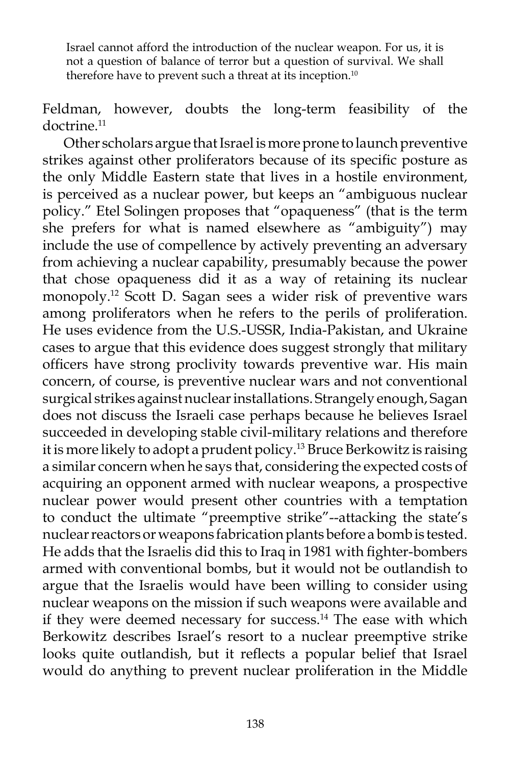> Israel cannot afford the introduction of the nuclear weapon. For us, it is not a question of balance of terror but a question of survival. We shall therefore have to prevent such a threat at its inception.[10]

Feldman, however, doubts the long-term feasibility of the doctrine.[11]

Other scholars argue that Israel is more prone to launch preventive strikes against other proliferators because of its specific posture as the only Middle Eastern state that lives in a hostile environment, is perceived as a nuclear power, but keeps an "ambiguous nuclear policy." Etel Solingen proposes that "opaqueness" (that is the term she prefers for what is named elsewhere as "ambiguity") may include the use of compellence by actively preventing an adversary from achieving a nuclear capability, presumably because the power that chose opaqueness did it as a way of retaining its nuclear monopoly.[12] Scott D. Sagan sees a wider risk of preventive wars among proliferators when he refers to the perils of proliferation. He uses evidence from the U.S.-USSR, India-Pakistan, and Ukraine cases to argue that this evidence does suggest strongly that military officers have strong proclivity towards preventive war. His main concern, of course, is preventive nuclear wars and not conventional surgical strikes against nuclear installations. Strangely enough, Sagan does not discuss the Israeli case perhaps because he believes Israel succeeded in developing stable civil-military relations and therefore it is more likely to adopt a prudent policy.[13] Bruce Berkowitz is raising a similar concern when he says that, considering the expected costs of acquiring an opponent armed with nuclear weapons, a prospective nuclear power would present other countries with a temptation to conduct the ultimate "preemptive strike"--attacking the state's nuclear reactors or weapons fabrication plants before a bomb is tested. He adds that the Israelis did this to Iraq in 1981 with fighter-bombers armed with conventional bombs, but it would not be outlandish to argue that the Israelis would have been willing to consider using nuclear weapons on the mission if such weapons were available and if they were deemed necessary for success.[14] The ease with which Berkowitz describes Israel's resort to a nuclear preemptive strike looks quite outlandish, but it reflects a popular belief that Israel would do anything to prevent nuclear proliferation in the Middle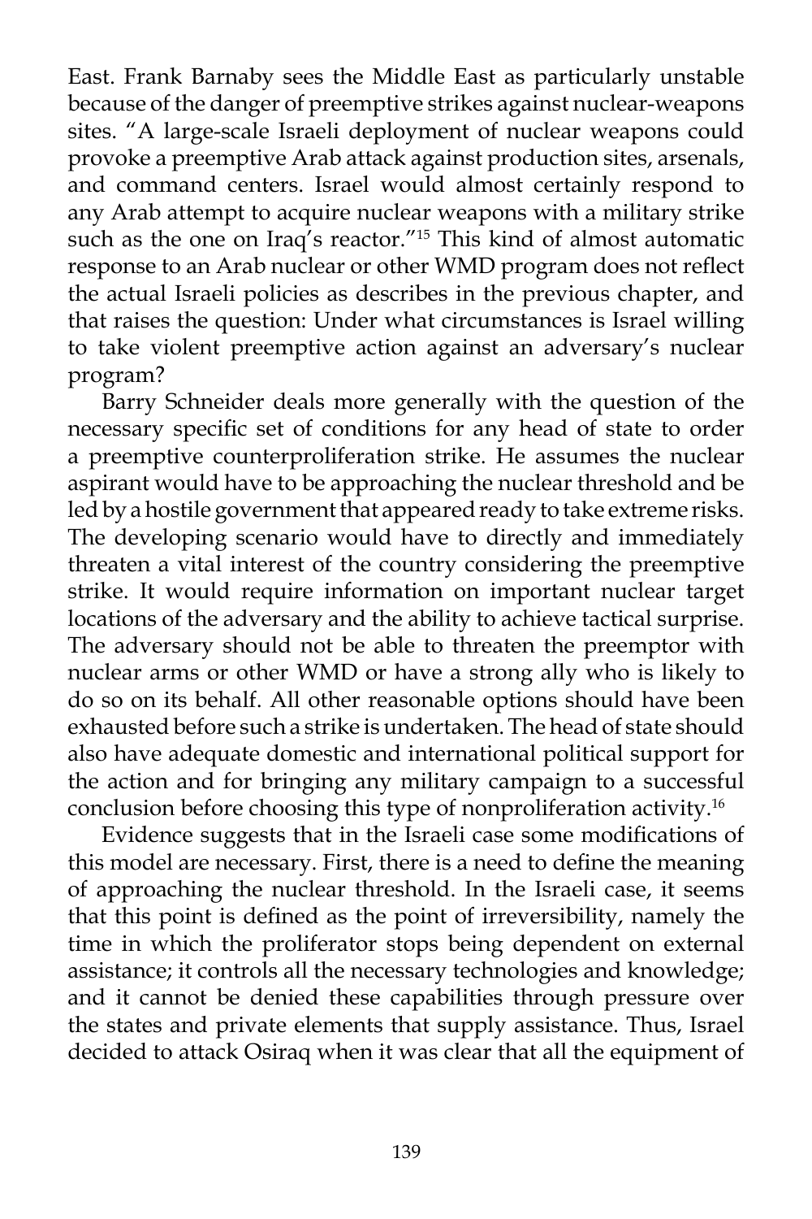East. Frank Barnaby sees the Middle East as particularly unstable because of the danger of preemptive strikes against nuclear-weapons sites. "A large-scale Israeli deployment of nuclear weapons could provoke a preemptive Arab attack against production sites, arsenals, and command centers. Israel would almost certainly respond to any Arab attempt to acquire nuclear weapons with a military strike such as the one on Iraq's reactor."[15] This kind of almost automatic response to an Arab nuclear or other WMD program does not reflect the actual Israeli policies as describes in the previous chapter, and that raises the question: Under what circumstances is Israel willing to take violent preemptive action against an adversary's nuclear program?

Barry Schneider deals more generally with the question of the necessary specific set of conditions for any head of state to order a preemptive counterproliferation strike. He assumes the nuclear aspirant would have to be approaching the nuclear threshold and be led by a hostile government that appeared ready to take extreme risks. The developing scenario would have to directly and immediately threaten a vital interest of the country considering the preemptive strike. It would require information on important nuclear target locations of the adversary and the ability to achieve tactical surprise. The adversary should not be able to threaten the preemptor with nuclear arms or other WMD or have a strong ally who is likely to do so on its behalf. All other reasonable options should have been exhausted before such a strike is undertaken. The head of state should also have adequate domestic and international political support for the action and for bringing any military campaign to a successful conclusion before choosing this type of nonproliferation activity.[16]

Evidence suggests that in the Israeli case some modifications of this model are necessary. First, there is a need to define the meaning of approaching the nuclear threshold. In the Israeli case, it seems that this point is defined as the point of irreversibility, namely the time in which the proliferator stops being dependent on external assistance; it controls all the necessary technologies and knowledge; and it cannot be denied these capabilities through pressure over the states and private elements that supply assistance. Thus, Israel decided to attack Osiraq when it was clear that all the equipment of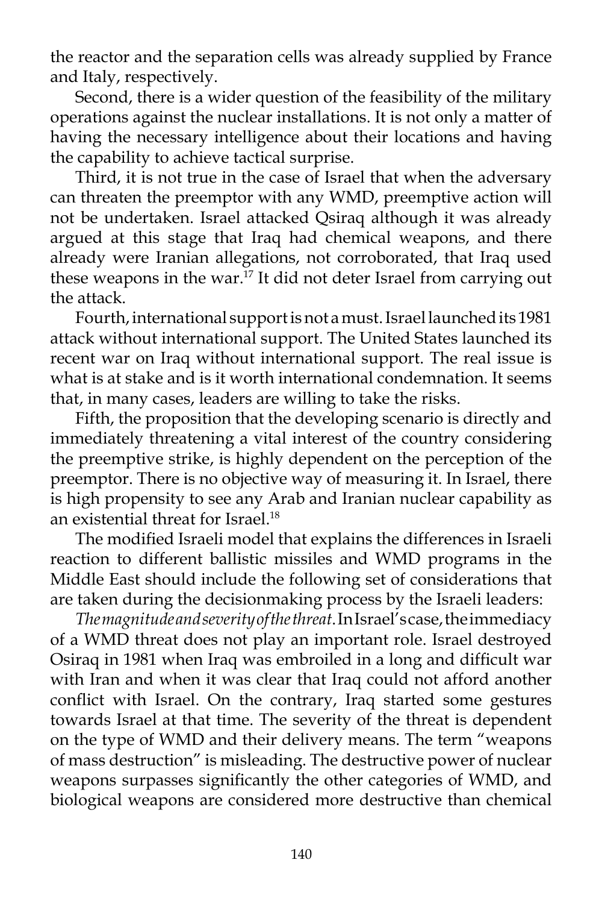the reactor and the separation cells was already supplied by France and Italy, respectively.

Second, there is a wider question of the feasibility of the military operations against the nuclear installations. It is not only a matter of having the necessary intelligence about their locations and having the capability to achieve tactical surprise.

Third, it is not true in the case of Israel that when the adversary can threaten the preemptor with any WMD, preemptive action will not be undertaken. Israel attacked Qsiraq although it was already argued at this stage that Iraq had chemical weapons, and there already were Iranian allegations, not corroborated, that Iraq used these weapons in the war.[17] It did not deter Israel from carrying out the attack.

Fourth, international support is not a must. Israel launched its 1981 attack without international support. The United States launched its recent war on Iraq without international support. The real issue is what is at stake and is it worth international condemnation. It seems that, in many cases, leaders are willing to take the risks.

Fifth, the proposition that the developing scenario is directly and immediately threatening a vital interest of the country considering the preemptive strike, is highly dependent on the perception of the preemptor. There is no objective way of measuring it. In Israel, there is high propensity to see any Arab and Iranian nuclear capability as an existential threat for Israel.[18]

The modified Israeli model that explains the differences in Israeli reaction to different ballistic missiles and WMD programs in the Middle East should include the following set of considerations that are taken during the decisionmaking process by the Israeli leaders:

*The magnitude and severity of the threat.* In Israel's case, the immediacy of a WMD threat does not play an important role. Israel destroyed Osiraq in 1981 when Iraq was embroiled in a long and difficult war with Iran and when it was clear that Iraq could not afford another conflict with Israel. On the contrary, Iraq started some gestures towards Israel at that time. The severity of the threat is dependent on the type of WMD and their delivery means. The term "weapons of mass destruction" is misleading. The destructive power of nuclear weapons surpasses significantly the other categories of WMD, and biological weapons are considered more destructive than chemical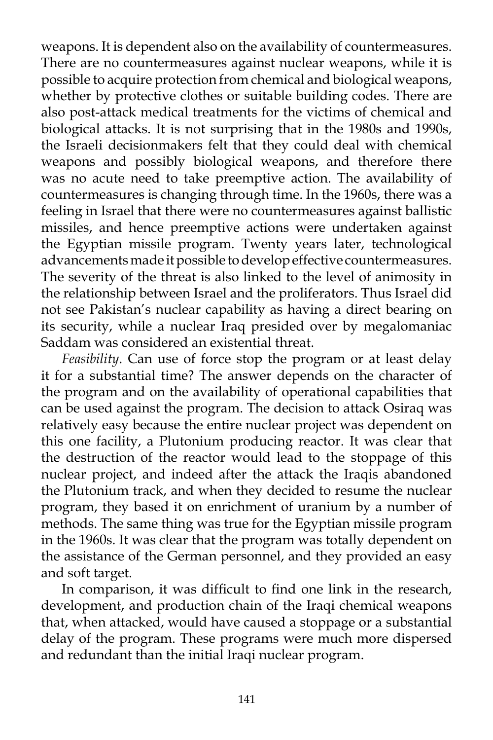weapons. It is dependent also on the availability of countermeasures. There are no countermeasures against nuclear weapons, while it is possible to acquire protection from chemical and biological weapons, whether by protective clothes or suitable building codes. There are also post-attack medical treatments for the victims of chemical and biological attacks. It is not surprising that in the 1980s and 1990s, the Israeli decisionmakers felt that they could deal with chemical weapons and possibly biological weapons, and therefore there was no acute need to take preemptive action. The availability of countermeasures is changing through time. In the 1960s, there was a feeling in Israel that there were no countermeasures against ballistic missiles, and hence preemptive actions were undertaken against the Egyptian missile program. Twenty years later, technological advancements made it possible to develop effective countermeasures. The severity of the threat is also linked to the level of animosity in the relationship between Israel and the proliferators. Thus Israel did not see Pakistan's nuclear capability as having a direct bearing on its security, while a nuclear Iraq presided over by megalomaniac Saddam was considered an existential threat.

*Feasibility*. Can use of force stop the program or at least delay it for a substantial time? The answer depends on the character of the program and on the availability of operational capabilities that can be used against the program. The decision to attack Osiraq was relatively easy because the entire nuclear project was dependent on this one facility, a Plutonium producing reactor. It was clear that the destruction of the reactor would lead to the stoppage of this nuclear project, and indeed after the attack the Iraqis abandoned the Plutonium track, and when they decided to resume the nuclear program, they based it on enrichment of uranium by a number of methods. The same thing was true for the Egyptian missile program in the 1960s. It was clear that the program was totally dependent on the assistance of the German personnel, and they provided an easy and soft target.

In comparison, it was difficult to find one link in the research, development, and production chain of the Iraqi chemical weapons that, when attacked, would have caused a stoppage or a substantial delay of the program. These programs were much more dispersed and redundant than the initial Iraqi nuclear program.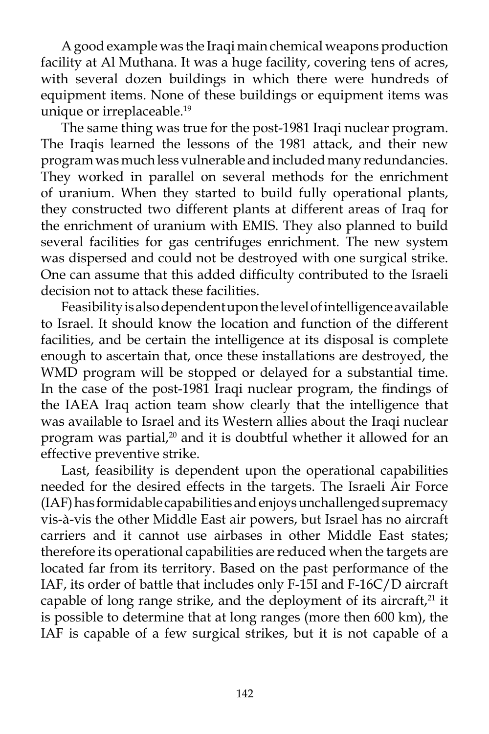A good example was the Iraqi main chemical weapons production facility at Al Muthana. It was a huge facility, covering tens of acres, with several dozen buildings in which there were hundreds of equipment items. None of these buildings or equipment items was unique or irreplaceable.[19]

The same thing was true for the post-1981 Iraqi nuclear program. The Iraqis learned the lessons of the 1981 attack, and their new program was much less vulnerable and included many redundancies. They worked in parallel on several methods for the enrichment of uranium. When they started to build fully operational plants, they constructed two different plants at different areas of Iraq for the enrichment of uranium with EMIS. They also planned to build several facilities for gas centrifuges enrichment. The new system was dispersed and could not be destroyed with one surgical strike. One can assume that this added difficulty contributed to the Israeli decision not to attack these facilities.

Feasibility is also dependent upon the level of intelligence available to Israel. It should know the location and function of the different facilities, and be certain the intelligence at its disposal is complete enough to ascertain that, once these installations are destroyed, the WMD program will be stopped or delayed for a substantial time. In the case of the post-1981 Iraqi nuclear program, the findings of the IAEA Iraq action team show clearly that the intelligence that was available to Israel and its Western allies about the Iraqi nuclear program was partial,[20] and it is doubtful whether it allowed for an effective preventive strike.

Last, feasibility is dependent upon the operational capabilities needed for the desired effects in the targets. The Israeli Air Force (IAF) has formidable capabilities and enjoys unchallenged supremacy vis-à-vis the other Middle East air powers, but Israel has no aircraft carriers and it cannot use airbases in other Middle East states; therefore its operational capabilities are reduced when the targets are located far from its territory. Based on the past performance of the IAF, its order of battle that includes only F-15I and F-16C/D aircraft capable of long range strike, and the deployment of its aircraft,[21] it is possible to determine that at long ranges (more then 600 km), the IAF is capable of a few surgical strikes, but it is not capable of a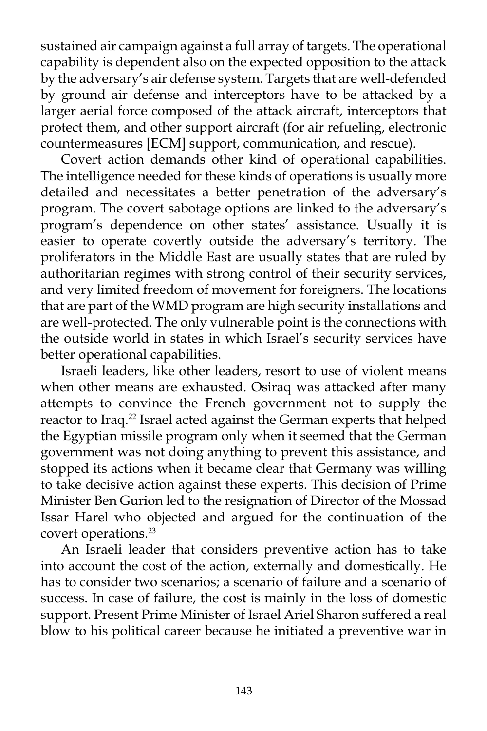sustained air campaign against a full array of targets. The operational capability is dependent also on the expected opposition to the attack by the adversary's air defense system. Targets that are well-defended by ground air defense and interceptors have to be attacked by a larger aerial force composed of the attack aircraft, interceptors that protect them, and other support aircraft (for air refueling, electronic countermeasures [ECM] support, communication, and rescue).

Covert action demands other kind of operational capabilities. The intelligence needed for these kinds of operations is usually more detailed and necessitates a better penetration of the adversary's program. The covert sabotage options are linked to the adversary's program's dependence on other states' assistance. Usually it is easier to operate covertly outside the adversary's territory. The proliferators in the Middle East are usually states that are ruled by authoritarian regimes with strong control of their security services, and very limited freedom of movement for foreigners. The locations that are part of the WMD program are high security installations and are well-protected. The only vulnerable point is the connections with the outside world in states in which Israel's security services have better operational capabilities.

Israeli leaders, like other leaders, resort to use of violent means when other means are exhausted. Osiraq was attacked after many attempts to convince the French government not to supply the reactor to Iraq.[22] Israel acted against the German experts that helped the Egyptian missile program only when it seemed that the German government was not doing anything to prevent this assistance, and stopped its actions when it became clear that Germany was willing to take decisive action against these experts. This decision of Prime Minister Ben Gurion led to the resignation of Director of the Mossad Issar Harel who objected and argued for the continuation of the covert operations.[23]

An Israeli leader that considers preventive action has to take into account the cost of the action, externally and domestically. He has to consider two scenarios; a scenario of failure and a scenario of success. In case of failure, the cost is mainly in the loss of domestic support. Present Prime Minister of Israel Ariel Sharon suffered a real blow to his political career because he initiated a preventive war in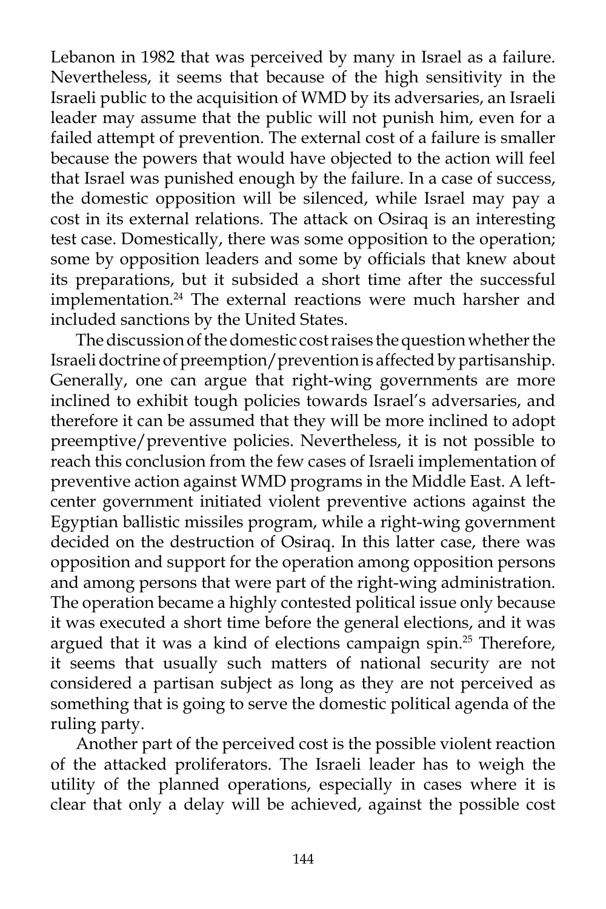Lebanon in 1982 that was perceived by many in Israel as a failure. Nevertheless, it seems that because of the high sensitivity in the Israeli public to the acquisition of WMD by its adversaries, an Israeli leader may assume that the public will not punish him, even for a failed attempt of prevention. The external cost of a failure is smaller because the powers that would have objected to the action will feel that Israel was punished enough by the failure. In a case of success, the domestic opposition will be silenced, while Israel may pay a cost in its external relations. The attack on Osiraq is an interesting test case. Domestically, there was some opposition to the operation; some by opposition leaders and some by officials that knew about its preparations, but it subsided a short time after the successful implementation.[24] The external reactions were much harsher and included sanctions by the United States.

The discussion of the domestic cost raises the question whether the Israeli doctrine of preemption/prevention is affected by partisanship. Generally, one can argue that right-wing governments are more inclined to exhibit tough policies towards Israel's adversaries, and therefore it can be assumed that they will be more inclined to adopt preemptive/preventive policies. Nevertheless, it is not possible to reach this conclusion from the few cases of Israeli implementation of preventive action against WMD programs in the Middle East. A left-center government initiated violent preventive actions against the Egyptian ballistic missiles program, while a right-wing government decided on the destruction of Osiraq. In this latter case, there was opposition and support for the operation among opposition persons and among persons that were part of the right-wing administration. The operation became a highly contested political issue only because it was executed a short time before the general elections, and it was argued that it was a kind of elections campaign spin.[25] Therefore, it seems that usually such matters of national security are not considered a partisan subject as long as they are not perceived as something that is going to serve the domestic political agenda of the ruling party.

Another part of the perceived cost is the possible violent reaction of the attacked proliferators. The Israeli leader has to weigh the utility of the planned operations, especially in cases where it is clear that only a delay will be achieved, against the possible cost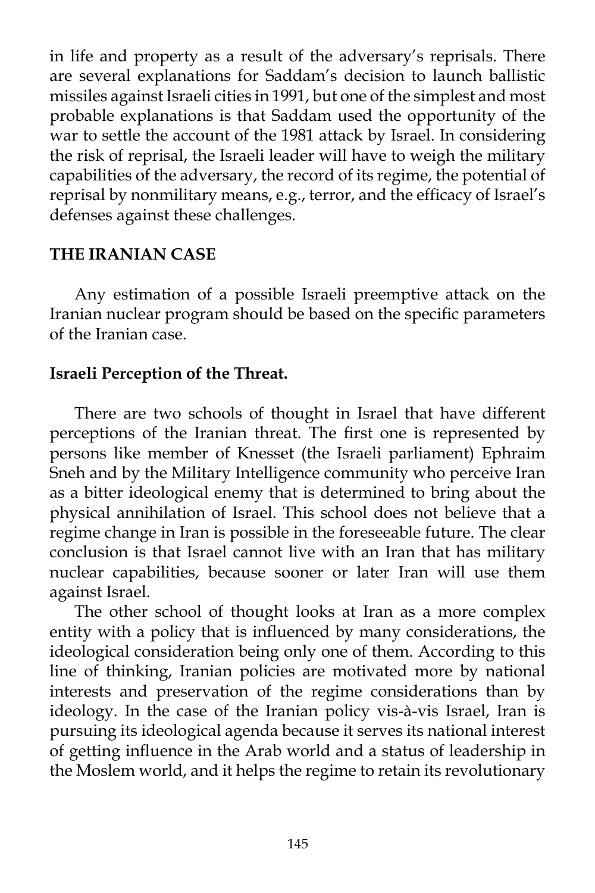in life and property as a result of the adversary's reprisals. There are several explanations for Saddam's decision to launch ballistic missiles against Israeli cities in 1991, but one of the simplest and most probable explanations is that Saddam used the opportunity of the war to settle the account of the 1981 attack by Israel. In considering the risk of reprisal, the Israeli leader will have to weigh the military capabilities of the adversary, the record of its regime, the potential of reprisal by nonmilitary means, e.g., terror, and the efficacy of Israel's defenses against these challenges.

## THE IRANIAN CASE

Any estimation of a possible Israeli preemptive attack on the Iranian nuclear program should be based on the specific parameters of the Iranian case.

### Israeli Perception of the Threat.

There are two schools of thought in Israel that have different perceptions of the Iranian threat. The first one is represented by persons like member of Knesset (the Israeli parliament) Ephraim Sneh and by the Military Intelligence community who perceive Iran as a bitter ideological enemy that is determined to bring about the physical annihilation of Israel. This school does not believe that a regime change in Iran is possible in the foreseeable future. The clear conclusion is that Israel cannot live with an Iran that has military nuclear capabilities, because sooner or later Iran will use them against Israel.

The other school of thought looks at Iran as a more complex entity with a policy that is influenced by many considerations, the ideological consideration being only one of them. According to this line of thinking, Iranian policies are motivated more by national interests and preservation of the regime considerations than by ideology. In the case of the Iranian policy vis-à-vis Israel, Iran is pursuing its ideological agenda because it serves its national interest of getting influence in the Arab world and a status of leadership in the Moslem world, and it helps the regime to retain its revolutionary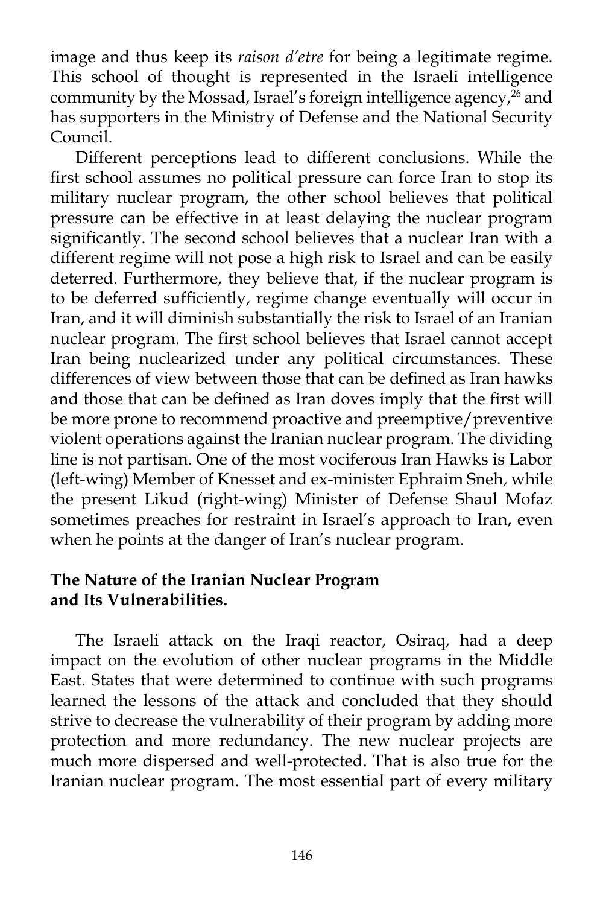image and thus keep its *raison d'etre* for being a legitimate regime. This school of thought is represented in the Israeli intelligence community by the Mossad, Israel's foreign intelligence agency,[26] and has supporters in the Ministry of Defense and the National Security Council.

Different perceptions lead to different conclusions. While the first school assumes no political pressure can force Iran to stop its military nuclear program, the other school believes that political pressure can be effective in at least delaying the nuclear program significantly. The second school believes that a nuclear Iran with a different regime will not pose a high risk to Israel and can be easily deterred. Furthermore, they believe that, if the nuclear program is to be deferred sufficiently, regime change eventually will occur in Iran, and it will diminish substantially the risk to Israel of an Iranian nuclear program. The first school believes that Israel cannot accept Iran being nuclearized under any political circumstances. These differences of view between those that can be defined as Iran hawks and those that can be defined as Iran doves imply that the first will be more prone to recommend proactive and preemptive/preventive violent operations against the Iranian nuclear program. The dividing line is not partisan. One of the most vociferous Iran Hawks is Labor (left-wing) Member of Knesset and ex-minister Ephraim Sneh, while the present Likud (right-wing) Minister of Defense Shaul Mofaz sometimes preaches for restraint in Israel's approach to Iran, even when he points at the danger of Iran's nuclear program.

**The Nature of the Iranian Nuclear Program and Its Vulnerabilities.**

The Israeli attack on the Iraqi reactor, Osiraq, had a deep impact on the evolution of other nuclear programs in the Middle East. States that were determined to continue with such programs learned the lessons of the attack and concluded that they should strive to decrease the vulnerability of their program by adding more protection and more redundancy. The new nuclear projects are much more dispersed and well-protected. That is also true for the Iranian nuclear program. The most essential part of every military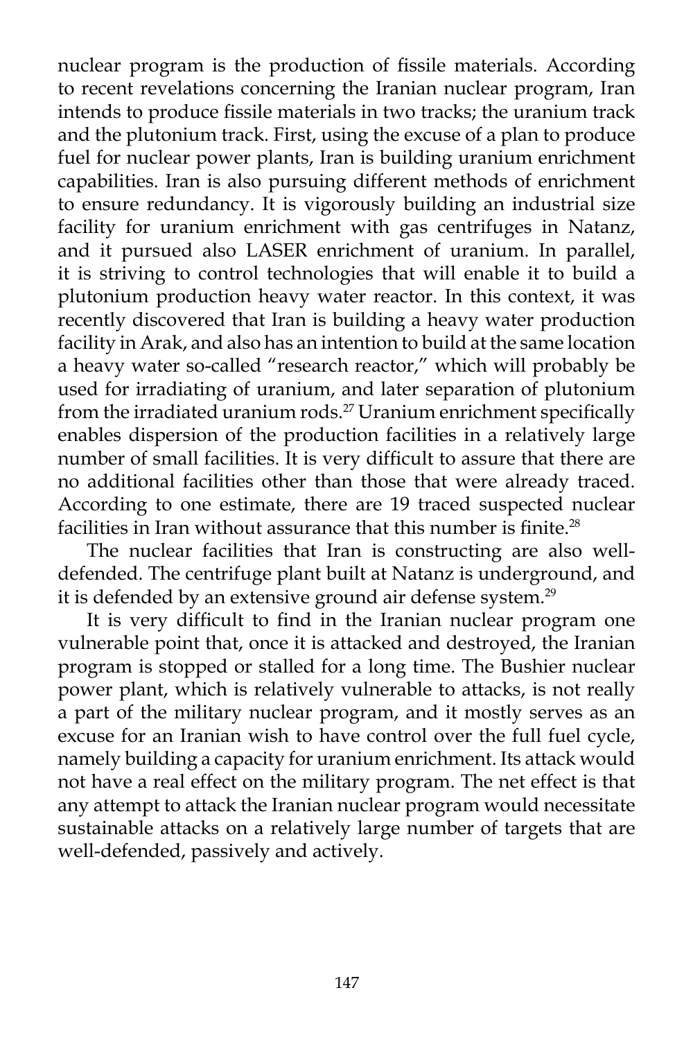nuclear program is the production of fissile materials. According to recent revelations concerning the Iranian nuclear program, Iran intends to produce fissile materials in two tracks; the uranium track and the plutonium track. First, using the excuse of a plan to produce fuel for nuclear power plants, Iran is building uranium enrichment capabilities. Iran is also pursuing different methods of enrichment to ensure redundancy. It is vigorously building an industrial size facility for uranium enrichment with gas centrifuges in Natanz, and it pursued also LASER enrichment of uranium. In parallel, it is striving to control technologies that will enable it to build a plutonium production heavy water reactor. In this context, it was recently discovered that Iran is building a heavy water production facility in Arak, and also has an intention to build at the same location a heavy water so-called "research reactor," which will probably be used for irradiating of uranium, and later separation of plutonium from the irradiated uranium rods.[27] Uranium enrichment specifically enables dispersion of the production facilities in a relatively large number of small facilities. It is very difficult to assure that there are no additional facilities other than those that were already traced. According to one estimate, there are 19 traced suspected nuclear facilities in Iran without assurance that this number is finite.[28]

The nuclear facilities that Iran is constructing are also well-defended. The centrifuge plant built at Natanz is underground, and it is defended by an extensive ground air defense system.[29]

It is very difficult to find in the Iranian nuclear program one vulnerable point that, once it is attacked and destroyed, the Iranian program is stopped or stalled for a long time. The Bushier nuclear power plant, which is relatively vulnerable to attacks, is not really a part of the military nuclear program, and it mostly serves as an excuse for an Iranian wish to have control over the full fuel cycle, namely building a capacity for uranium enrichment. Its attack would not have a real effect on the military program. The net effect is that any attempt to attack the Iranian nuclear program would necessitate sustainable attacks on a relatively large number of targets that are well-defended, passively and actively.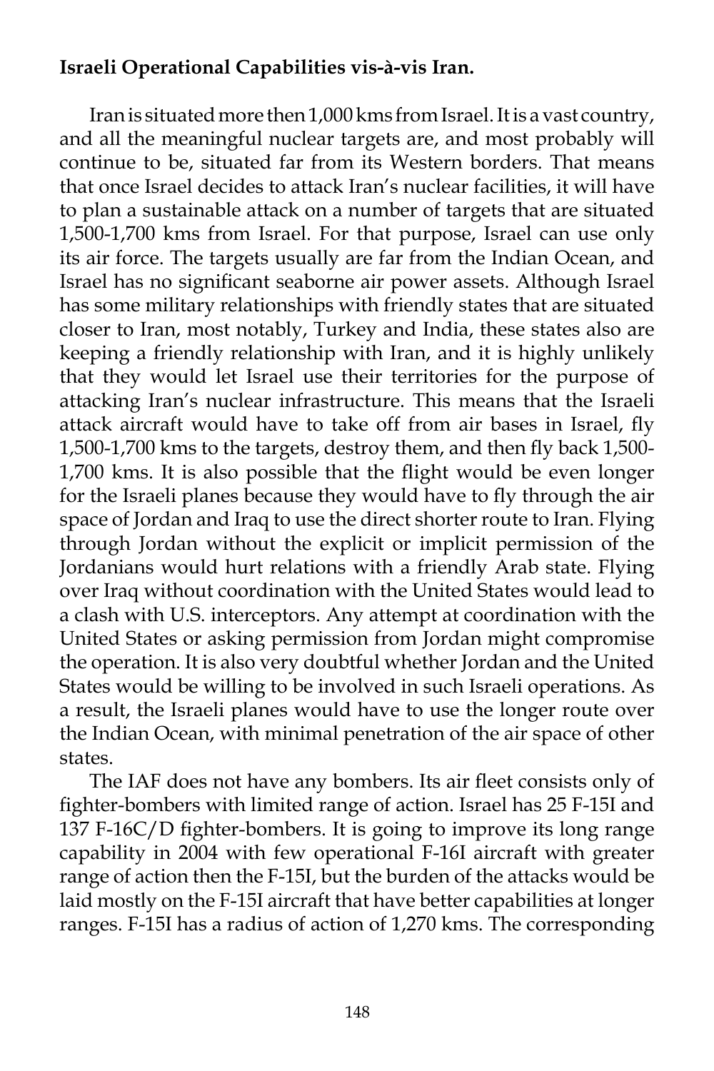**Israeli Operational Capabilities vis-à-vis Iran.**

Iran is situated more then 1,000 kms from Israel. It is a vast country, and all the meaningful nuclear targets are, and most probably will continue to be, situated far from its Western borders. That means that once Israel decides to attack Iran's nuclear facilities, it will have to plan a sustainable attack on a number of targets that are situated 1,500-1,700 kms from Israel. For that purpose, Israel can use only its air force. The targets usually are far from the Indian Ocean, and Israel has no significant seaborne air power assets. Although Israel has some military relationships with friendly states that are situated closer to Iran, most notably, Turkey and India, these states also are keeping a friendly relationship with Iran, and it is highly unlikely that they would let Israel use their territories for the purpose of attacking Iran's nuclear infrastructure. This means that the Israeli attack aircraft would have to take off from air bases in Israel, fly 1,500-1,700 kms to the targets, destroy them, and then fly back 1,500-1,700 kms. It is also possible that the flight would be even longer for the Israeli planes because they would have to fly through the air space of Jordan and Iraq to use the direct shorter route to Iran. Flying through Jordan without the explicit or implicit permission of the Jordanians would hurt relations with a friendly Arab state. Flying over Iraq without coordination with the United States would lead to a clash with U.S. interceptors. Any attempt at coordination with the United States or asking permission from Jordan might compromise the operation. It is also very doubtful whether Jordan and the United States would be willing to be involved in such Israeli operations. As a result, the Israeli planes would have to use the longer route over the Indian Ocean, with minimal penetration of the air space of other states.

The IAF does not have any bombers. Its air fleet consists only of fighter-bombers with limited range of action. Israel has 25 F-15I and 137 F-16C/D fighter-bombers. It is going to improve its long range capability in 2004 with few operational F-16I aircraft with greater range of action then the F-15I, but the burden of the attacks would be laid mostly on the F-15I aircraft that have better capabilities at longer ranges. F-15I has a radius of action of 1,270 kms. The corresponding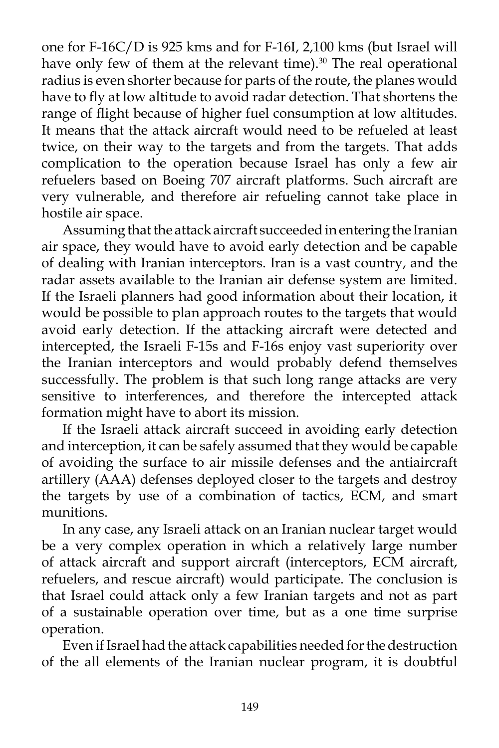one for F-16C/D is 925 kms and for F-16I, 2,100 kms (but Israel will have only few of them at the relevant time).[30] The real operational radius is even shorter because for parts of the route, the planes would have to fly at low altitude to avoid radar detection. That shortens the range of flight because of higher fuel consumption at low altitudes. It means that the attack aircraft would need to be refueled at least twice, on their way to the targets and from the targets. That adds complication to the operation because Israel has only a few air refuelers based on Boeing 707 aircraft platforms. Such aircraft are very vulnerable, and therefore air refueling cannot take place in hostile air space.

Assuming that the attack aircraft succeeded in entering the Iranian air space, they would have to avoid early detection and be capable of dealing with Iranian interceptors. Iran is a vast country, and the radar assets available to the Iranian air defense system are limited. If the Israeli planners had good information about their location, it would be possible to plan approach routes to the targets that would avoid early detection. If the attacking aircraft were detected and intercepted, the Israeli F-15s and F-16s enjoy vast superiority over the Iranian interceptors and would probably defend themselves successfully. The problem is that such long range attacks are very sensitive to interferences, and therefore the intercepted attack formation might have to abort its mission.

If the Israeli attack aircraft succeed in avoiding early detection and interception, it can be safely assumed that they would be capable of avoiding the surface to air missile defenses and the antiaircraft artillery (AAA) defenses deployed closer to the targets and destroy the targets by use of a combination of tactics, ECM, and smart munitions.

In any case, any Israeli attack on an Iranian nuclear target would be a very complex operation in which a relatively large number of attack aircraft and support aircraft (interceptors, ECM aircraft, refuelers, and rescue aircraft) would participate. The conclusion is that Israel could attack only a few Iranian targets and not as part of a sustainable operation over time, but as a one time surprise operation.

Even if Israel had the attack capabilities needed for the destruction of the all elements of the Iranian nuclear program, it is doubtful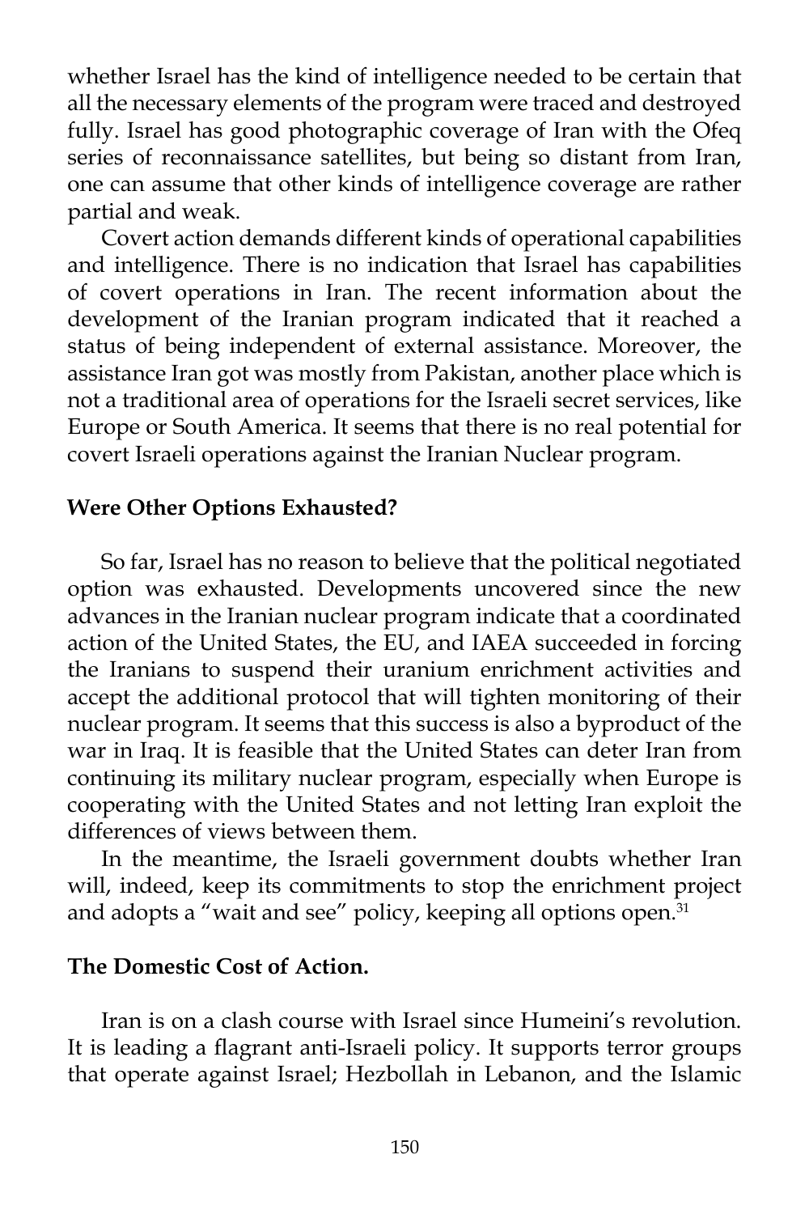whether Israel has the kind of intelligence needed to be certain that all the necessary elements of the program were traced and destroyed fully. Israel has good photographic coverage of Iran with the Ofeq series of reconnaissance satellites, but being so distant from Iran, one can assume that other kinds of intelligence coverage are rather partial and weak.

Covert action demands different kinds of operational capabilities and intelligence. There is no indication that Israel has capabilities of covert operations in Iran. The recent information about the development of the Iranian program indicated that it reached a status of being independent of external assistance. Moreover, the assistance Iran got was mostly from Pakistan, another place which is not a traditional area of operations for the Israeli secret services, like Europe or South America. It seems that there is no real potential for covert Israeli operations against the Iranian Nuclear program.

**Were Other Options Exhausted?**

So far, Israel has no reason to believe that the political negotiated option was exhausted. Developments uncovered since the new advances in the Iranian nuclear program indicate that a coordinated action of the United States, the EU, and IAEA succeeded in forcing the Iranians to suspend their uranium enrichment activities and accept the additional protocol that will tighten monitoring of their nuclear program. It seems that this success is also a byproduct of the war in Iraq. It is feasible that the United States can deter Iran from continuing its military nuclear program, especially when Europe is cooperating with the United States and not letting Iran exploit the differences of views between them.

In the meantime, the Israeli government doubts whether Iran will, indeed, keep its commitments to stop the enrichment project and adopts a "wait and see" policy, keeping all options open.[31]

**The Domestic Cost of Action.**

Iran is on a clash course with Israel since Humeini's revolution. It is leading a flagrant anti-Israeli policy. It supports terror groups that operate against Israel; Hezbollah in Lebanon, and the Islamic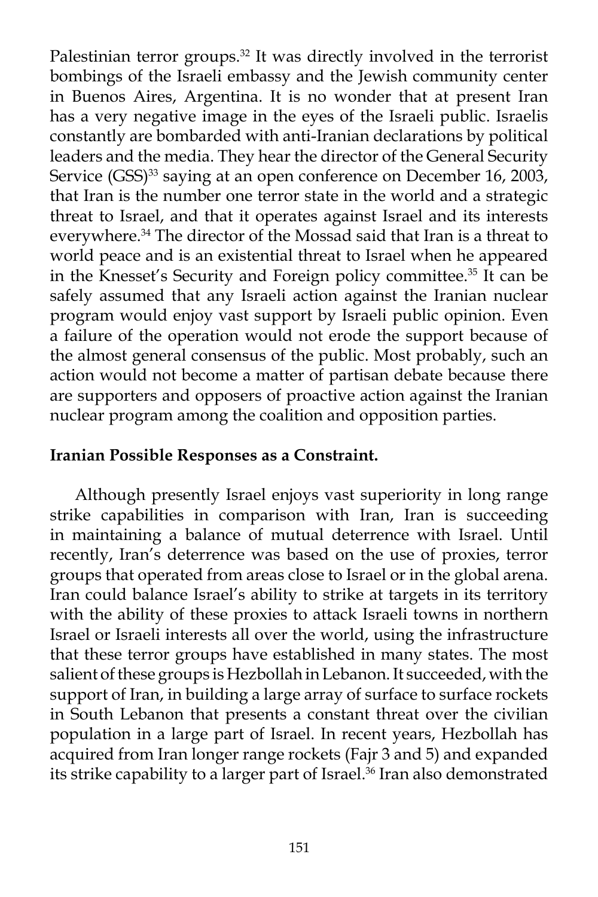Palestinian terror groups.[32] It was directly involved in the terrorist bombings of the Israeli embassy and the Jewish community center in Buenos Aires, Argentina. It is no wonder that at present Iran has a very negative image in the eyes of the Israeli public. Israelis constantly are bombarded with anti-Iranian declarations by political leaders and the media. They hear the director of the General Security Service (GSS)[33] saying at an open conference on December 16, 2003, that Iran is the number one terror state in the world and a strategic threat to Israel, and that it operates against Israel and its interests everywhere.[34] The director of the Mossad said that Iran is a threat to world peace and is an existential threat to Israel when he appeared in the Knesset's Security and Foreign policy committee.[35] It can be safely assumed that any Israeli action against the Iranian nuclear program would enjoy vast support by Israeli public opinion. Even a failure of the operation would not erode the support because of the almost general consensus of the public. Most probably, such an action would not become a matter of partisan debate because there are supporters and opposers of proactive action against the Iranian nuclear program among the coalition and opposition parties.

**Iranian Possible Responses as a Constraint.**

Although presently Israel enjoys vast superiority in long range strike capabilities in comparison with Iran, Iran is succeeding in maintaining a balance of mutual deterrence with Israel. Until recently, Iran's deterrence was based on the use of proxies, terror groups that operated from areas close to Israel or in the global arena. Iran could balance Israel's ability to strike at targets in its territory with the ability of these proxies to attack Israeli towns in northern Israel or Israeli interests all over the world, using the infrastructure that these terror groups have established in many states. The most salient of these groups is Hezbollah in Lebanon. It succeeded, with the support of Iran, in building a large array of surface to surface rockets in South Lebanon that presents a constant threat over the civilian population in a large part of Israel. In recent years, Hezbollah has acquired from Iran longer range rockets (Fajr 3 and 5) and expanded its strike capability to a larger part of Israel.[36] Iran also demonstrated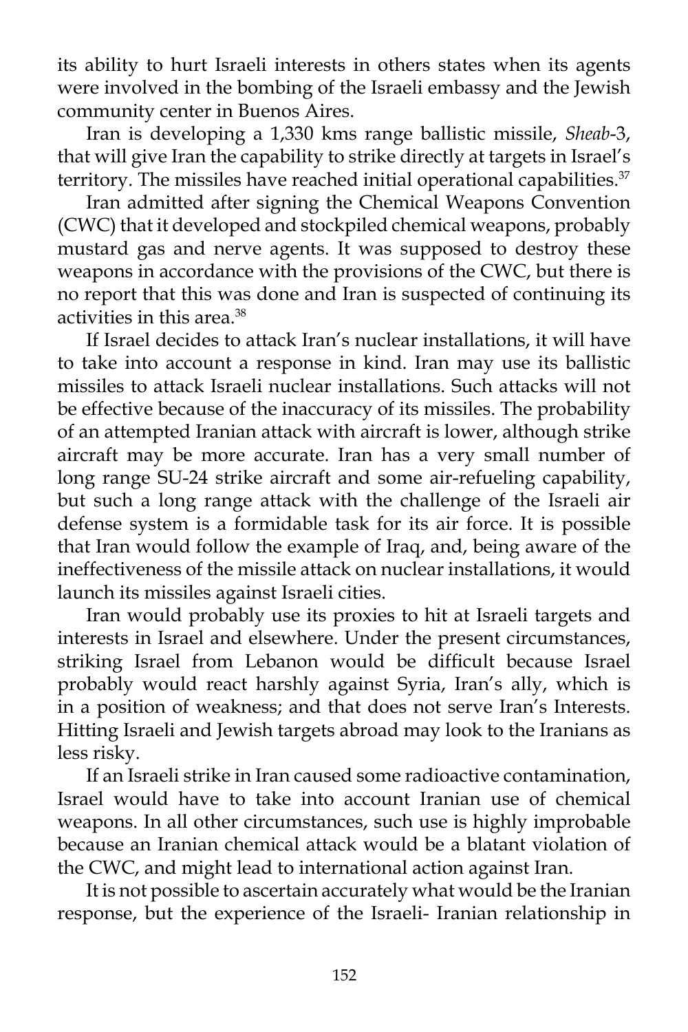its ability to hurt Israeli interests in others states when its agents were involved in the bombing of the Israeli embassy and the Jewish community center in Buenos Aires.

Iran is developing a 1,330 kms range ballistic missile, *Sheab*-3, that will give Iran the capability to strike directly at targets in Israel's territory. The missiles have reached initial operational capabilities.[37]

Iran admitted after signing the Chemical Weapons Convention (CWC) that it developed and stockpiled chemical weapons, probably mustard gas and nerve agents. It was supposed to destroy these weapons in accordance with the provisions of the CWC, but there is no report that this was done and Iran is suspected of continuing its activities in this area.[38]

If Israel decides to attack Iran's nuclear installations, it will have to take into account a response in kind. Iran may use its ballistic missiles to attack Israeli nuclear installations. Such attacks will not be effective because of the inaccuracy of its missiles. The probability of an attempted Iranian attack with aircraft is lower, although strike aircraft may be more accurate. Iran has a very small number of long range SU-24 strike aircraft and some air-refueling capability, but such a long range attack with the challenge of the Israeli air defense system is a formidable task for its air force. It is possible that Iran would follow the example of Iraq, and, being aware of the ineffectiveness of the missile attack on nuclear installations, it would launch its missiles against Israeli cities.

Iran would probably use its proxies to hit at Israeli targets and interests in Israel and elsewhere. Under the present circumstances, striking Israel from Lebanon would be difficult because Israel probably would react harshly against Syria, Iran's ally, which is in a position of weakness; and that does not serve Iran's Interests. Hitting Israeli and Jewish targets abroad may look to the Iranians as less risky.

If an Israeli strike in Iran caused some radioactive contamination, Israel would have to take into account Iranian use of chemical weapons. In all other circumstances, such use is highly improbable because an Iranian chemical attack would be a blatant violation of the CWC, and might lead to international action against Iran.

It is not possible to ascertain accurately what would be the Iranian response, but the experience of the Israeli- Iranian relationship in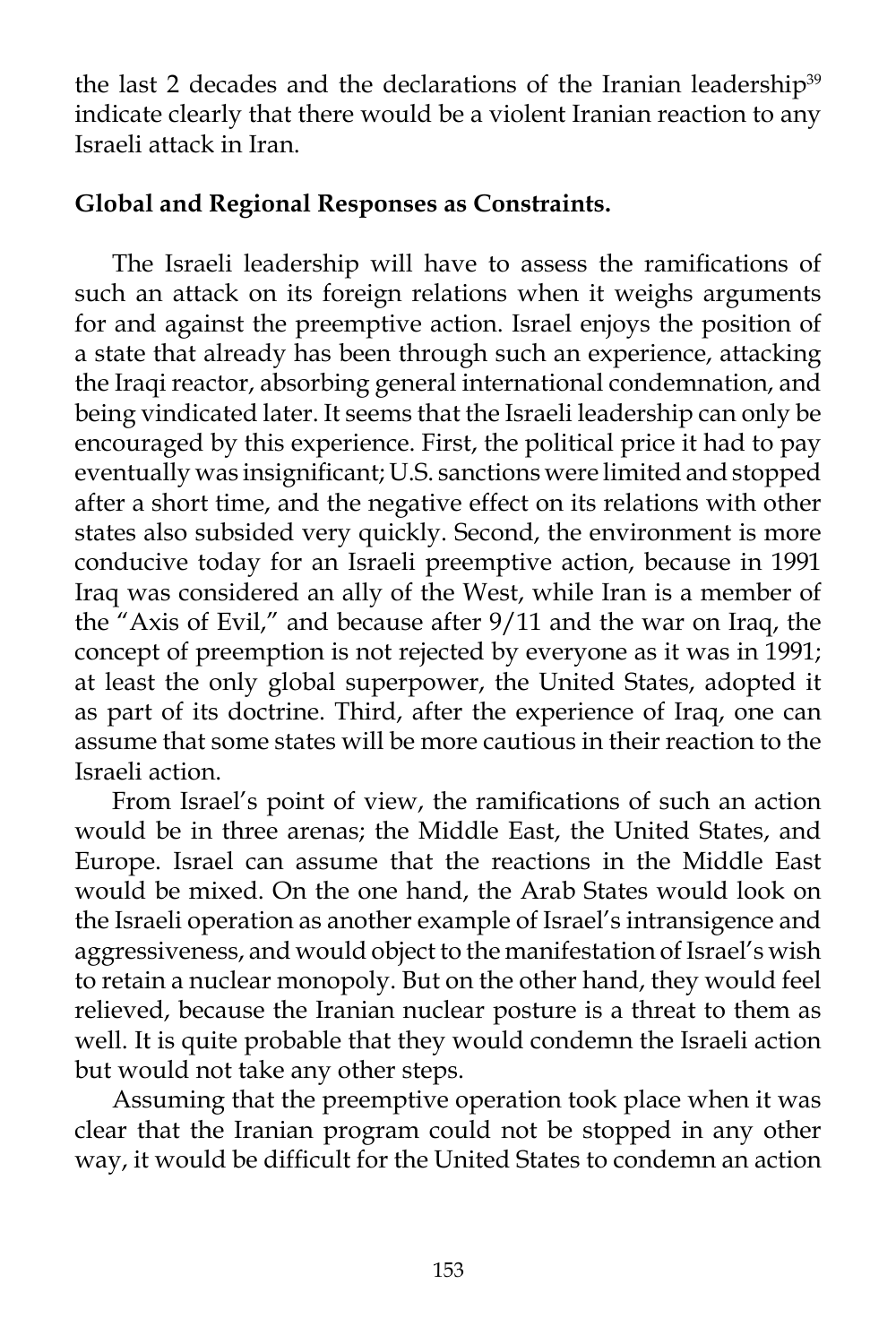the last 2 decades and the declarations of the Iranian leadership[39] indicate clearly that there would be a violent Iranian reaction to any Israeli attack in Iran.

**Global and Regional Responses as Constraints.**

The Israeli leadership will have to assess the ramifications of such an attack on its foreign relations when it weighs arguments for and against the preemptive action. Israel enjoys the position of a state that already has been through such an experience, attacking the Iraqi reactor, absorbing general international condemnation, and being vindicated later. It seems that the Israeli leadership can only be encouraged by this experience. First, the political price it had to pay eventually was insignificant; U.S. sanctions were limited and stopped after a short time, and the negative effect on its relations with other states also subsided very quickly. Second, the environment is more conducive today for an Israeli preemptive action, because in 1991 Iraq was considered an ally of the West, while Iran is a member of the "Axis of Evil," and because after 9/11 and the war on Iraq, the concept of preemption is not rejected by everyone as it was in 1991; at least the only global superpower, the United States, adopted it as part of its doctrine. Third, after the experience of Iraq, one can assume that some states will be more cautious in their reaction to the Israeli action.

From Israel's point of view, the ramifications of such an action would be in three arenas; the Middle East, the United States, and Europe. Israel can assume that the reactions in the Middle East would be mixed. On the one hand, the Arab States would look on the Israeli operation as another example of Israel's intransigence and aggressiveness, and would object to the manifestation of Israel's wish to retain a nuclear monopoly. But on the other hand, they would feel relieved, because the Iranian nuclear posture is a threat to them as well. It is quite probable that they would condemn the Israeli action but would not take any other steps.

Assuming that the preemptive operation took place when it was clear that the Iranian program could not be stopped in any other way, it would be difficult for the United States to condemn an action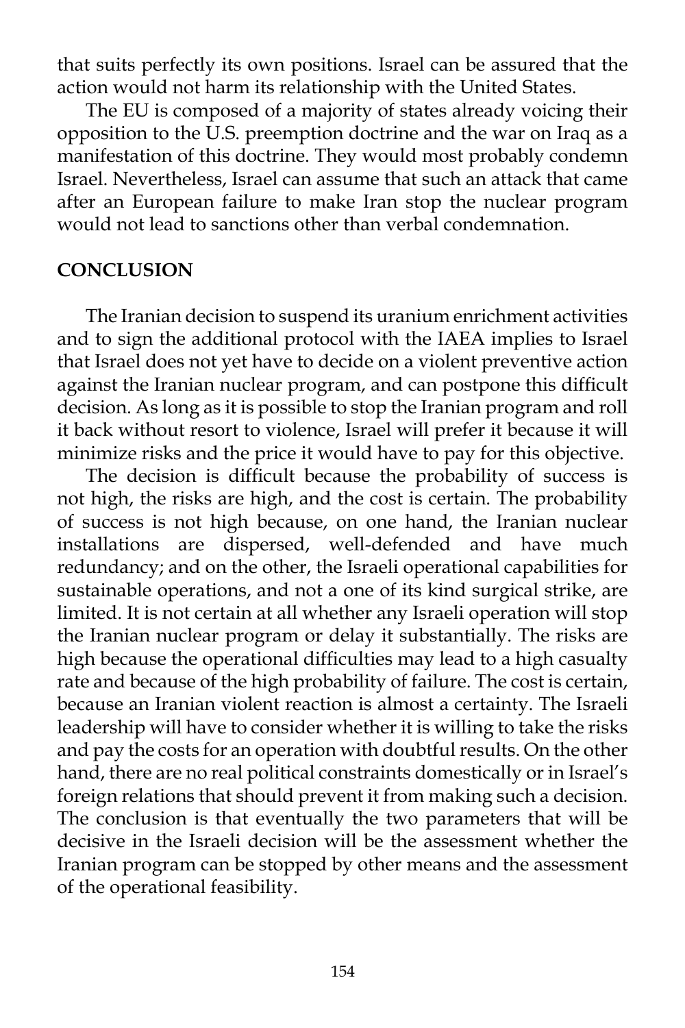that suits perfectly its own positions. Israel can be assured that the action would not harm its relationship with the United States.

The EU is composed of a majority of states already voicing their opposition to the U.S. preemption doctrine and the war on Iraq as a manifestation of this doctrine. They would most probably condemn Israel. Nevertheless, Israel can assume that such an attack that came after an European failure to make Iran stop the nuclear program would not lead to sanctions other than verbal condemnation.

## CONCLUSION

The Iranian decision to suspend its uranium enrichment activities and to sign the additional protocol with the IAEA implies to Israel that Israel does not yet have to decide on a violent preventive action against the Iranian nuclear program, and can postpone this difficult decision. As long as it is possible to stop the Iranian program and roll it back without resort to violence, Israel will prefer it because it will minimize risks and the price it would have to pay for this objective.

The decision is difficult because the probability of success is not high, the risks are high, and the cost is certain. The probability of success is not high because, on one hand, the Iranian nuclear installations are dispersed, well-defended and have much redundancy; and on the other, the Israeli operational capabilities for sustainable operations, and not a one of its kind surgical strike, are limited. It is not certain at all whether any Israeli operation will stop the Iranian nuclear program or delay it substantially. The risks are high because the operational difficulties may lead to a high casualty rate and because of the high probability of failure. The cost is certain, because an Iranian violent reaction is almost a certainty. The Israeli leadership will have to consider whether it is willing to take the risks and pay the costs for an operation with doubtful results. On the other hand, there are no real political constraints domestically or in Israel's foreign relations that should prevent it from making such a decision. The conclusion is that eventually the two parameters that will be decisive in the Israeli decision will be the assessment whether the Iranian program can be stopped by other means and the assessment of the operational feasibility.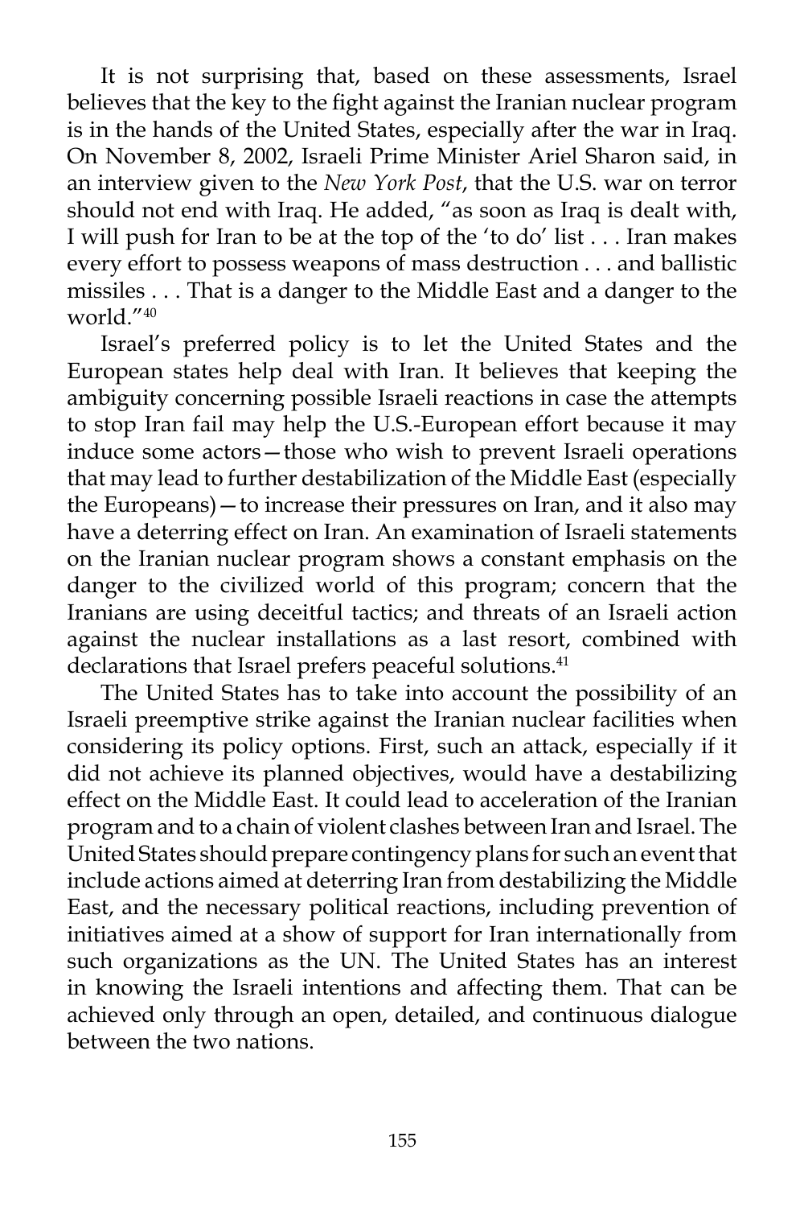It is not surprising that, based on these assessments, Israel believes that the key to the fight against the Iranian nuclear program is in the hands of the United States, especially after the war in Iraq. On November 8, 2002, Israeli Prime Minister Ariel Sharon said, in an interview given to the *New York Post*, that the U.S. war on terror should not end with Iraq. He added, "as soon as Iraq is dealt with, I will push for Iran to be at the top of the 'to do' list . . . Iran makes every effort to possess weapons of mass destruction . . . and ballistic missiles . . . That is a danger to the Middle East and a danger to the world."[40]

Israel's preferred policy is to let the United States and the European states help deal with Iran. It believes that keeping the ambiguity concerning possible Israeli reactions in case the attempts to stop Iran fail may help the U.S.-European effort because it may induce some actors—those who wish to prevent Israeli operations that may lead to further destabilization of the Middle East (especially the Europeans)—to increase their pressures on Iran, and it also may have a deterring effect on Iran. An examination of Israeli statements on the Iranian nuclear program shows a constant emphasis on the danger to the civilized world of this program; concern that the Iranians are using deceitful tactics; and threats of an Israeli action against the nuclear installations as a last resort, combined with declarations that Israel prefers peaceful solutions.[41]

The United States has to take into account the possibility of an Israeli preemptive strike against the Iranian nuclear facilities when considering its policy options. First, such an attack, especially if it did not achieve its planned objectives, would have a destabilizing effect on the Middle East. It could lead to acceleration of the Iranian program and to a chain of violent clashes between Iran and Israel. The United States should prepare contingency plans for such an event that include actions aimed at deterring Iran from destabilizing the Middle East, and the necessary political reactions, including prevention of initiatives aimed at a show of support for Iran internationally from such organizations as the UN. The United States has an interest in knowing the Israeli intentions and affecting them. That can be achieved only through an open, detailed, and continuous dialogue between the two nations.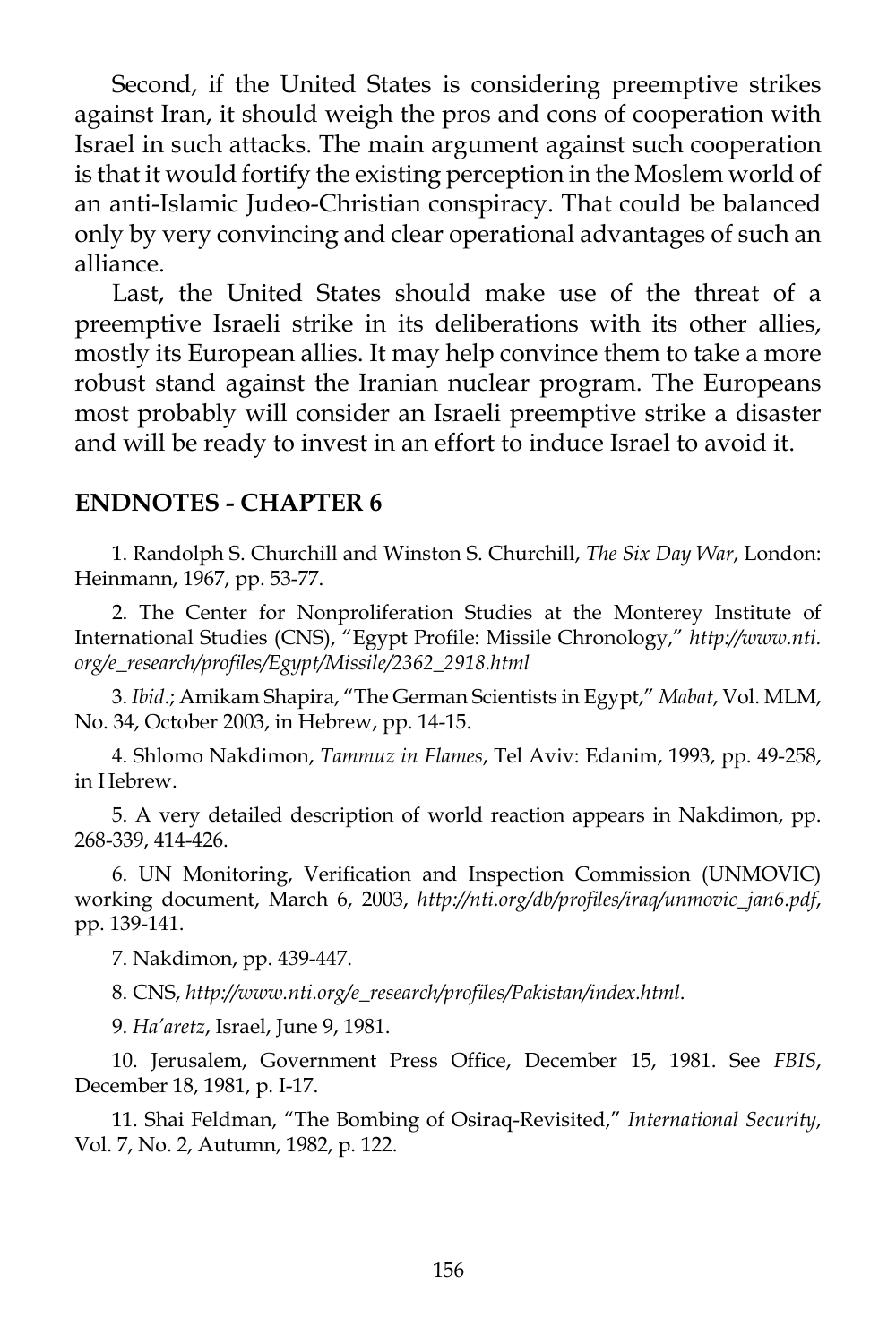Second, if the United States is considering preemptive strikes against Iran, it should weigh the pros and cons of cooperation with Israel in such attacks. The main argument against such cooperation is that it would fortify the existing perception in the Moslem world of an anti-Islamic Judeo-Christian conspiracy. That could be balanced only by very convincing and clear operational advantages of such an alliance.

Last, the United States should make use of the threat of a preemptive Israeli strike in its deliberations with its other allies, mostly its European allies. It may help convince them to take a more robust stand against the Iranian nuclear program. The Europeans most probably will consider an Israeli preemptive strike a disaster and will be ready to invest in an effort to induce Israel to avoid it.

## ENDNOTES - CHAPTER 6

1. Randolph S. Churchill and Winston S. Churchill, *The Six Day War*, London: Heinmann, 1967, pp. 53-77.

2. The Center for Nonproliferation Studies at the Monterey Institute of International Studies (CNS), "Egypt Profile: Missile Chronology," *http://www.nti.org/e_research/profiles/Egypt/Missile/2362_2918.html*

3. *Ibid*.; Amikam Shapira, "The German Scientists in Egypt," *Mabat*, Vol. MLM, No. 34, October 2003, in Hebrew, pp. 14-15.

4. Shlomo Nakdimon, *Tammuz in Flames*, Tel Aviv: Edanim, 1993, pp. 49-258, in Hebrew.

5. A very detailed description of world reaction appears in Nakdimon, pp. 268-339, 414-426.

6. UN Monitoring, Verification and Inspection Commission (UNMOVIC) working document, March 6, 2003, *http://nti.org/db/profiles/iraq/unmovic_jan6.pdf*, pp. 139-141.

7. Nakdimon, pp. 439-447.

8. CNS, *http://www.nti.org/e_research/profiles/Pakistan/index.html*.

9. *Ha'aretz*, Israel, June 9, 1981.

10. Jerusalem, Government Press Office, December 15, 1981. See *FBIS*, December 18, 1981, p. I-17.

11. Shai Feldman, "The Bombing of Osiraq-Revisited," *International Security*, Vol. 7, No. 2, Autumn, 1982, p. 122.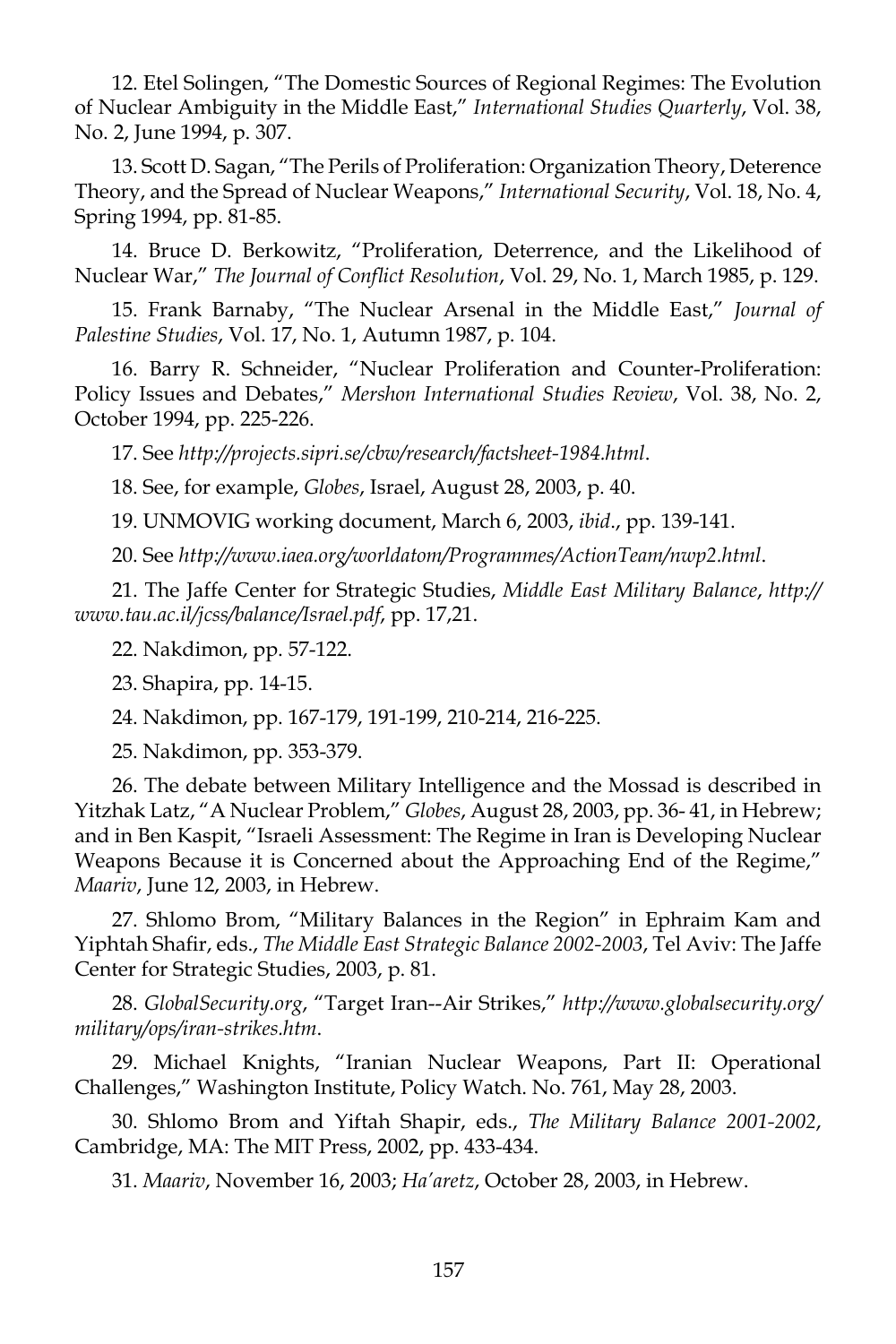12. Etel Solingen, "The Domestic Sources of Regional Regimes: The Evolution of Nuclear Ambiguity in the Middle East," *International Studies Quarterly*, Vol. 38, No. 2, June 1994, p. 307.

13. Scott D. Sagan, "The Perils of Proliferation: Organization Theory, Deterence Theory, and the Spread of Nuclear Weapons," *International Security*, Vol. 18, No. 4, Spring 1994, pp. 81-85.

14. Bruce D. Berkowitz, "Proliferation, Deterrence, and the Likelihood of Nuclear War," *The Journal of Conflict Resolution*, Vol. 29, No. 1, March 1985, p. 129.

15. Frank Barnaby, "The Nuclear Arsenal in the Middle East," *Journal of Palestine Studies*, Vol. 17, No. 1, Autumn 1987, p. 104.

16. Barry R. Schneider, "Nuclear Proliferation and Counter-Proliferation: Policy Issues and Debates," *Mershon International Studies Review*, Vol. 38, No. 2, October 1994, pp. 225-226.

17. See *http://projects.sipri.se/cbw/research/factsheet-1984.html*.

18. See, for example, *Globes*, Israel, August 28, 2003, p. 40.

19. UNMOVIG working document, March 6, 2003, *ibid*., pp. 139-141.

20. See *http://www.iaea.org/worldatom/Programmes/ActionTeam/nwp2.html*.

21. The Jaffe Center for Strategic Studies, *Middle East Military Balance*, *http://www.tau.ac.il/jcss/balance/Israel.pdf*, pp. 17,21.

22. Nakdimon, pp. 57-122.

23. Shapira, pp. 14-15.

24. Nakdimon, pp. 167-179, 191-199, 210-214, 216-225.

25. Nakdimon, pp. 353-379.

26. The debate between Military Intelligence and the Mossad is described in Yitzhak Latz, "A Nuclear Problem," *Globes*, August 28, 2003, pp. 36- 41, in Hebrew; and in Ben Kaspit, "Israeli Assessment: The Regime in Iran is Developing Nuclear Weapons Because it is Concerned about the Approaching End of the Regime," *Maariv*, June 12, 2003, in Hebrew.

27. Shlomo Brom, "Military Balances in the Region" in Ephraim Kam and Yiphtah Shafir, eds., *The Middle East Strategic Balance 2002-2003*, Tel Aviv: The Jaffe Center for Strategic Studies, 2003, p. 81.

28. *GlobalSecurity.org*, "Target Iran--Air Strikes," *http://www.globalsecurity.org/military/ops/iran-strikes.htm*.

29. Michael Knights, "Iranian Nuclear Weapons, Part II: Operational Challenges," Washington Institute, Policy Watch. No. 761, May 28, 2003.

30. Shlomo Brom and Yiftah Shapir, eds., *The Military Balance 2001-2002*, Cambridge, MA: The MIT Press, 2002, pp. 433-434.

31. *Maariv*, November 16, 2003; *Ha'aretz*, October 28, 2003, in Hebrew.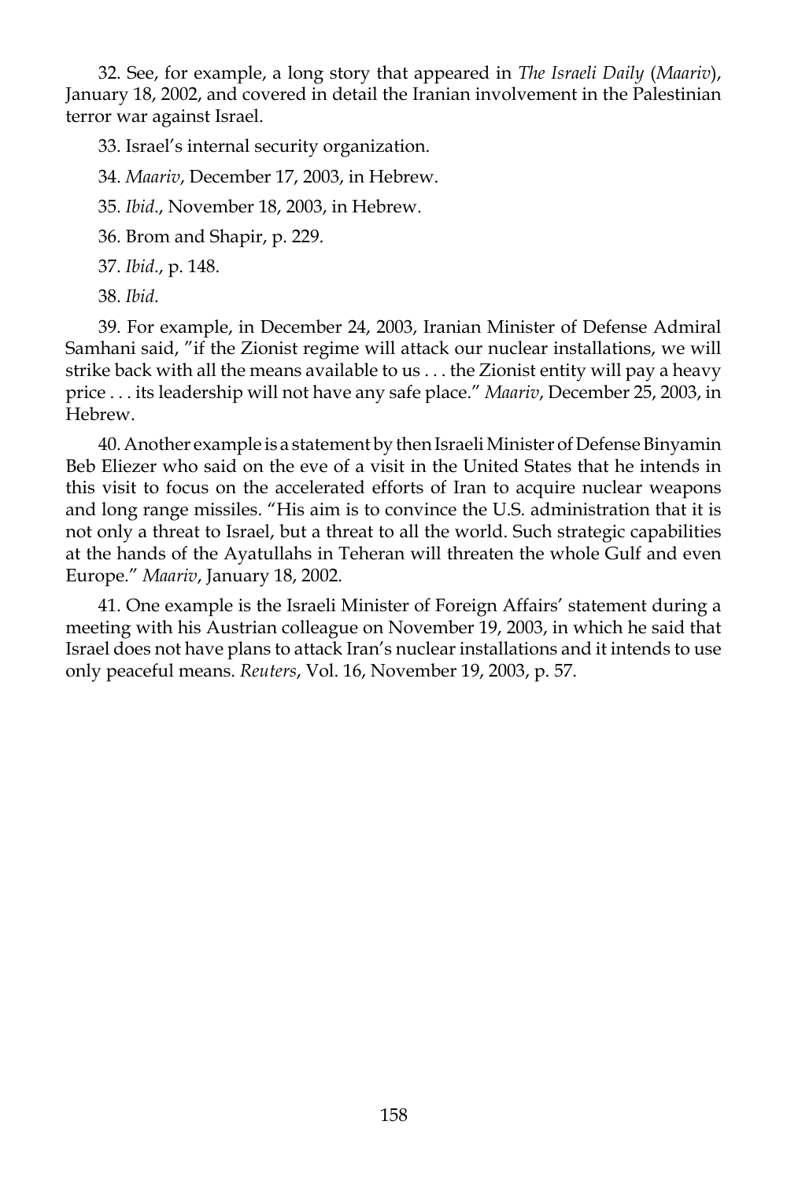32. See, for example, a long story that appeared in *The Israeli Daily* (*Maariv*), January 18, 2002, and covered in detail the Iranian involvement in the Palestinian terror war against Israel.

33. Israel's internal security organization.

34. *Maariv*, December 17, 2003, in Hebrew.

35. *Ibid*., November 18, 2003, in Hebrew.

36. Brom and Shapir, p. 229.

37. *Ibid*., p. 148.

38. *Ibid*.

39. For example, in December 24, 2003, Iranian Minister of Defense Admiral Samhani said, "if the Zionist regime will attack our nuclear installations, we will strike back with all the means available to us . . . the Zionist entity will pay a heavy price . . . its leadership will not have any safe place." *Maariv*, December 25, 2003, in Hebrew.

40. Another example is a statement by then Israeli Minister of Defense Binyamin Beb Eliezer who said on the eve of a visit in the United States that he intends in this visit to focus on the accelerated efforts of Iran to acquire nuclear weapons and long range missiles. "His aim is to convince the U.S. administration that it is not only a threat to Israel, but a threat to all the world. Such strategic capabilities at the hands of the Ayatullahs in Teheran will threaten the whole Gulf and even Europe." *Maariv*, January 18, 2002.

41. One example is the Israeli Minister of Foreign Affairs' statement during a meeting with his Austrian colleague on November 19, 2003, in which he said that Israel does not have plans to attack Iran's nuclear installations and it intends to use only peaceful means. *Reuters*, Vol. 16, November 19, 2003, p. 57.